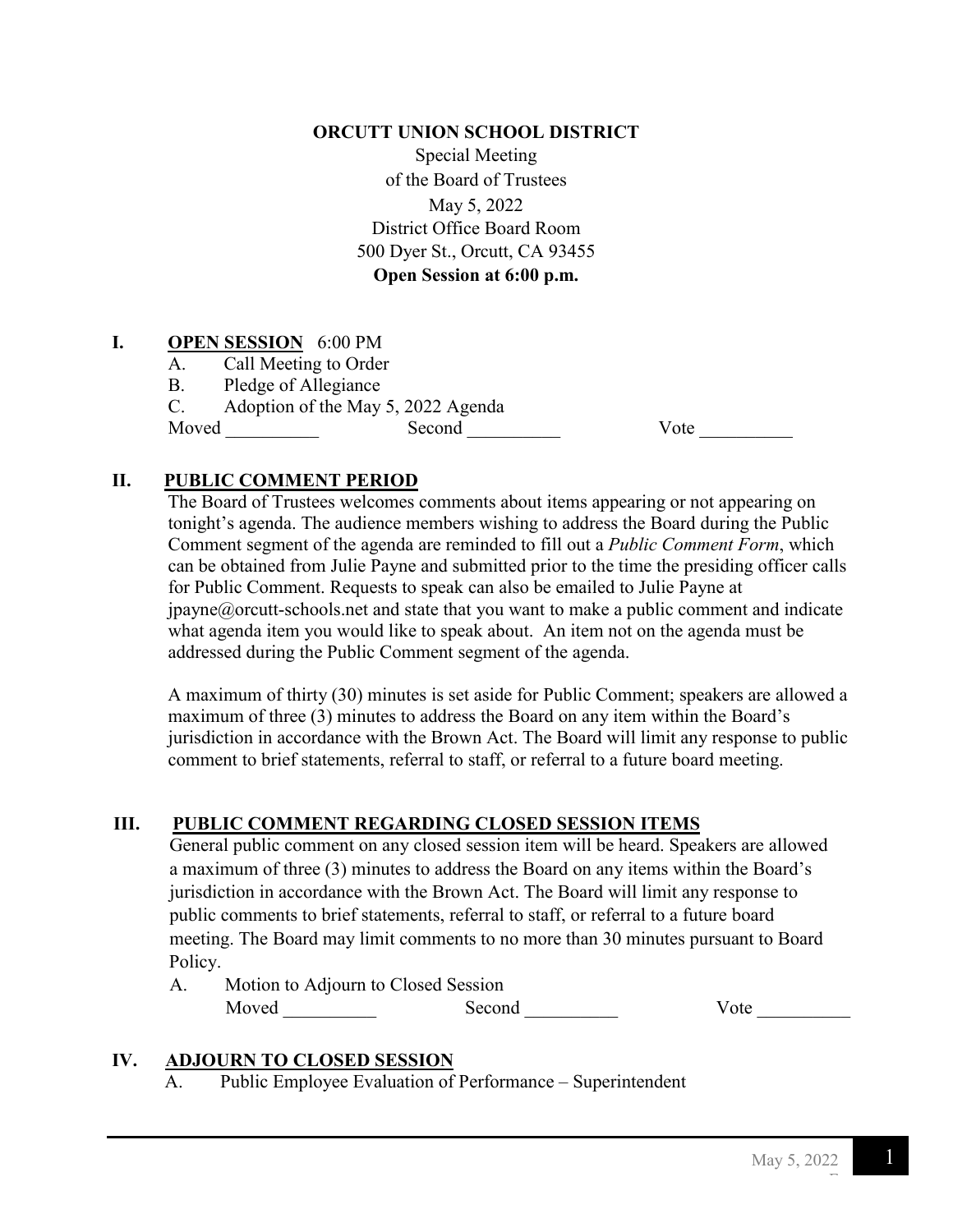**ORCUTT UNION SCHOOL DISTRICT**

Special Meeting
of the Board of Trustees
May 5, 2022
District Office Board Room
500 Dyer St., Orcutt, CA 93455
**Open Session at 6:00 p.m.**

## I. OPEN SESSION 6:00 PM

A. Call Meeting to Order

B. Pledge of Allegiance

C. Adoption of the May 5, 2022 Agenda

Moved __________ Second __________ Vote __________

## II. PUBLIC COMMENT PERIOD

The Board of Trustees welcomes comments about items appearing or not appearing on tonight's agenda. The audience members wishing to address the Board during the Public Comment segment of the agenda are reminded to fill out a *Public Comment Form*, which can be obtained from Julie Payne and submitted prior to the time the presiding officer calls for Public Comment. Requests to speak can also be emailed to Julie Payne at jpayne@orcutt-schools.net and state that you want to make a public comment and indicate what agenda item you would like to speak about. An item not on the agenda must be addressed during the Public Comment segment of the agenda.

A maximum of thirty (30) minutes is set aside for Public Comment; speakers are allowed a maximum of three (3) minutes to address the Board on any item within the Board's jurisdiction in accordance with the Brown Act. The Board will limit any response to public comment to brief statements, referral to staff, or referral to a future board meeting.

## III. PUBLIC COMMENT REGARDING CLOSED SESSION ITEMS

General public comment on any closed session item will be heard. Speakers are allowed a maximum of three (3) minutes to address the Board on any items within the Board's jurisdiction in accordance with the Brown Act. The Board will limit any response to public comments to brief statements, referral to staff, or referral to a future board meeting. The Board may limit comments to no more than 30 minutes pursuant to Board Policy.

A. Motion to Adjourn to Closed Session

Moved __________ Second __________ Vote __________

## IV. ADJOURN TO CLOSED SESSION

A. Public Employee Evaluation of Performance – Superintendent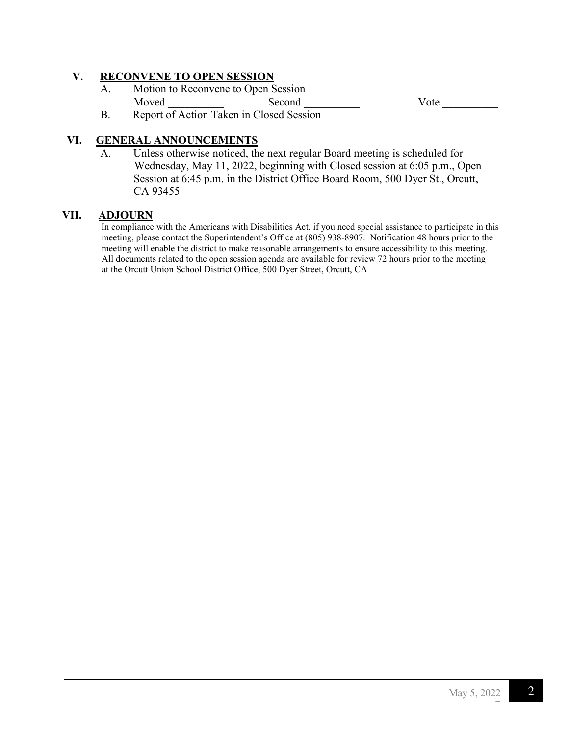## V. RECONVENE TO OPEN SESSION

A. Motion to Reconvene to Open Session

Moved __________ Second __________ Vote __________

B. Report of Action Taken in Closed Session

## VI. GENERAL ANNOUNCEMENTS

A. Unless otherwise noticed, the next regular Board meeting is scheduled for Wednesday, May 11, 2022, beginning with Closed session at 6:05 p.m., Open Session at 6:45 p.m. in the District Office Board Room, 500 Dyer St., Orcutt, CA 93455

## VII. ADJOURN

In compliance with the Americans with Disabilities Act, if you need special assistance to participate in this meeting, please contact the Superintendent's Office at (805) 938-8907. Notification 48 hours prior to the meeting will enable the district to make reasonable arrangements to ensure accessibility to this meeting. All documents related to the open session agenda are available for review 72 hours prior to the meeting at the Orcutt Union School District Office, 500 Dyer Street, Orcutt, CA